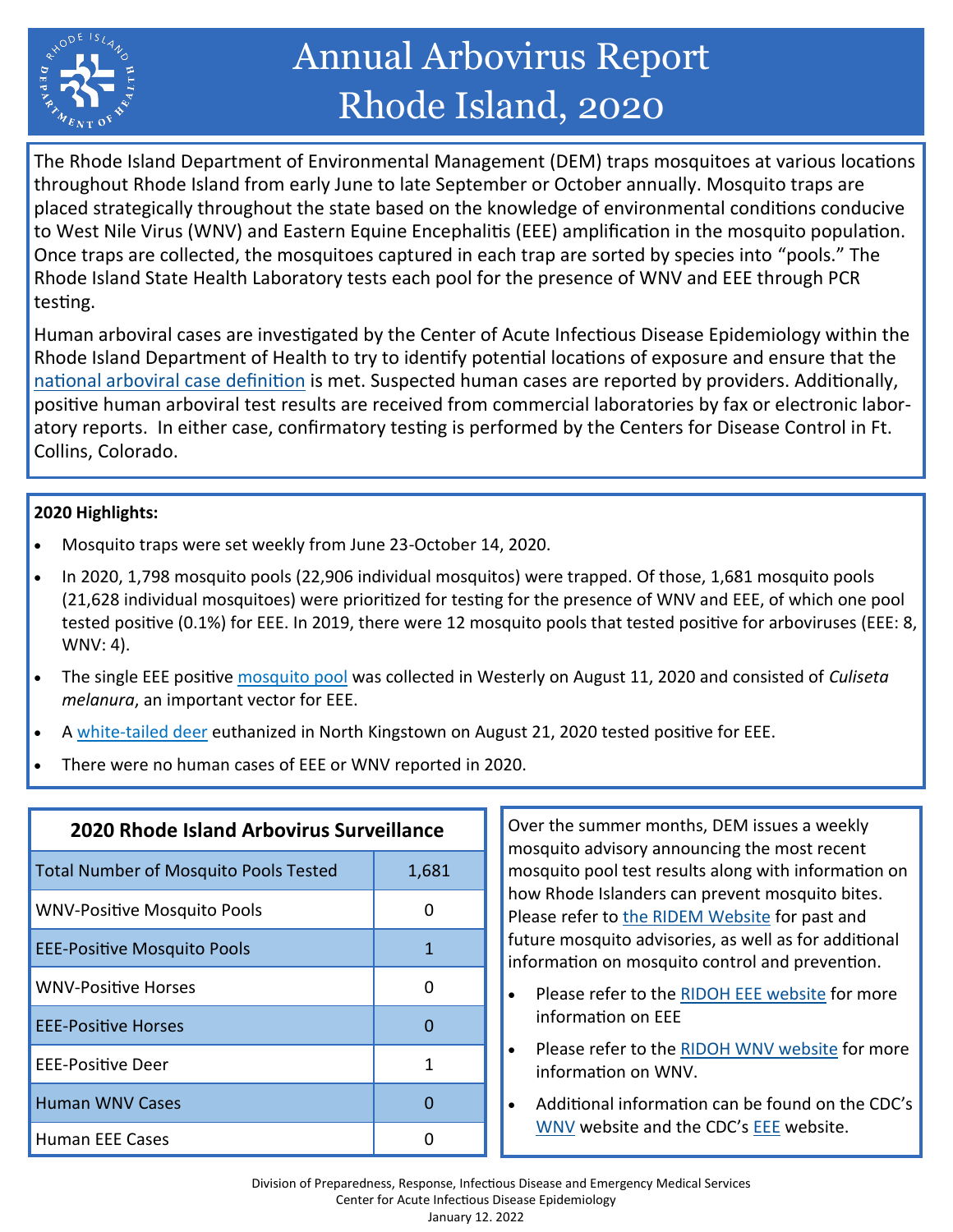# Annual Arbovirus Report Rhode Island, 2020

The Rhode Island Department of Environmental Management (DEM) traps mosquitoes at various locations throughout Rhode Island from early June to late September or October annually. Mosquito traps are placed strategically throughout the state based on the knowledge of environmental conditions conducive to West Nile Virus (WNV) and Eastern Equine Encephalitis (EEE) amplification in the mosquito population. Once traps are collected, the mosquitoes captured in each trap are sorted by species into "pools." The Rhode Island State Health Laboratory tests each pool for the presence of WNV and EEE through PCR testing.

Human arboviral cases are investigated by the Center of Acute Infectious Disease Epidemiology within the Rhode Island Department of Health to try to identify potential locations of exposure and ensure that the national arboviral case definition is met. Suspected human cases are reported by providers. Additionally, positive human arboviral test results are received from commercial laboratories by fax or electronic laboratory reports. In either case, confirmatory testing is performed by the Centers for Disease Control in Ft. Collins, Colorado.

**2020 Highlights:**

- Mosquito traps were set weekly from June 23-October 14, 2020.
- In 2020, 1,798 mosquito pools (22,906 individual mosquitos) were trapped. Of those, 1,681 mosquito pools (21,628 individual mosquitoes) were prioritized for testing for the presence of WNV and EEE, of which one pool tested positive (0.1%) for EEE. In 2019, there were 12 mosquito pools that tested positive for arboviruses (EEE: 8, WNV: 4).
- The single EEE positive mosquito pool was collected in Westerly on August 11, 2020 and consisted of *Culiseta melanura*, an important vector for EEE.
- A white-tailed deer euthanized in North Kingstown on August 21, 2020 tested positive for EEE.
- There were no human cases of EEE or WNV reported in 2020.

| 2020 Rhode Island Arbovirus Surveillance | |
|---|---|
| Total Number of Mosquito Pools Tested | 1,681 |
| WNV-Positive Mosquito Pools | 0 |
| EEE-Positive Mosquito Pools | 1 |
| WNV-Positive Horses | 0 |
| EEE-Positive Horses | 0 |
| EEE-Positive Deer | 1 |
| Human WNV Cases | 0 |
| Human EEE Cases | 0 |

Over the summer months, DEM issues a weekly mosquito advisory announcing the most recent mosquito pool test results along with information on how Rhode Islanders can prevent mosquito bites. Please refer to the RIDEM Website for past and future mosquito advisories, as well as for additional information on mosquito control and prevention.

- Please refer to the RIDOH EEE website for more information on EEE
- Please refer to the RIDOH WNV website for more information on WNV.
- Additional information can be found on the CDC's WNV website and the CDC's EEE website.

Division of Preparedness, Response, Infectious Disease and Emergency Medical Services
Center for Acute Infectious Disease Epidemiology
January 12. 2022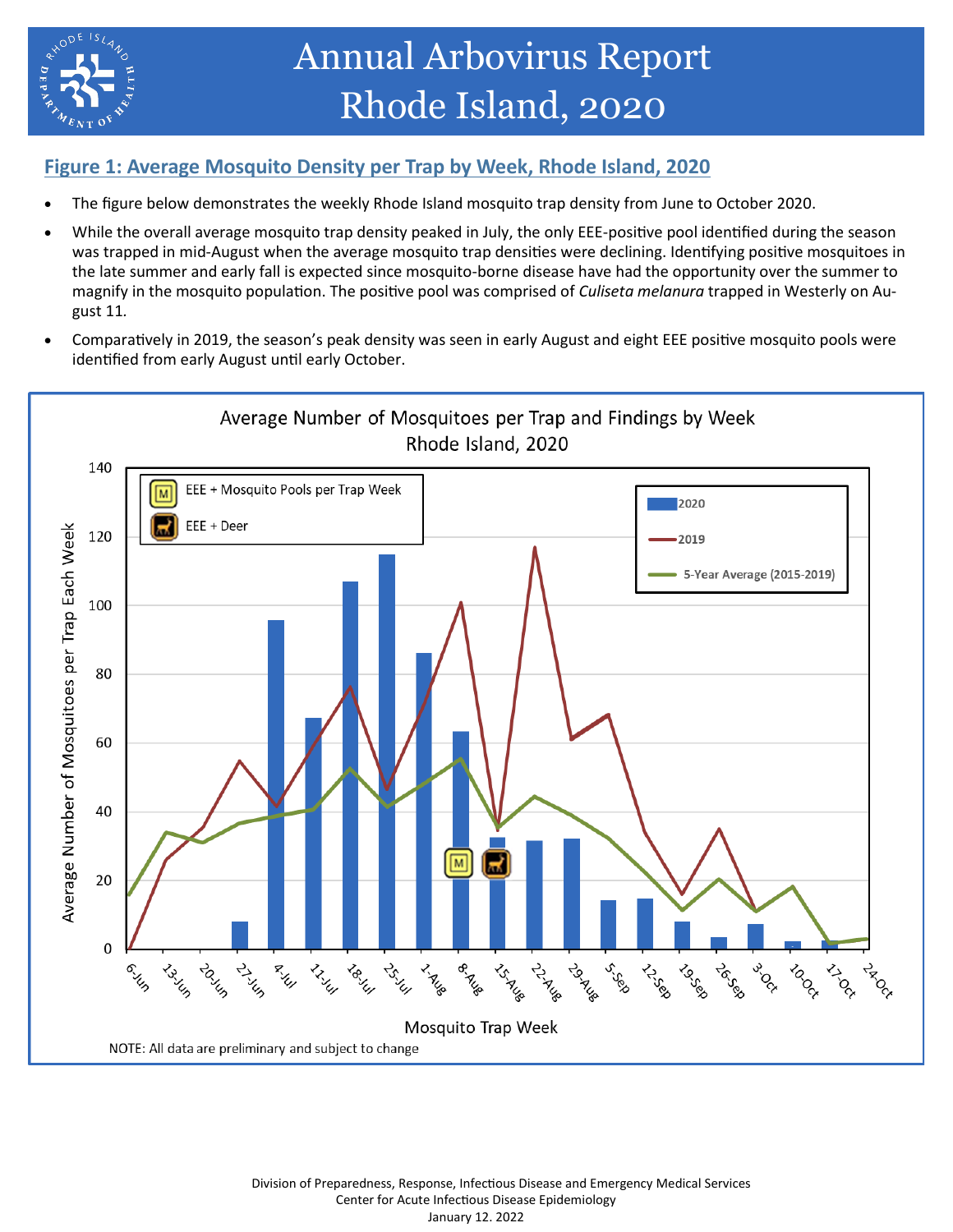# Annual Arbovirus Report Rhode Island, 2020

## Figure 1: Average Mosquito Density per Trap by Week, Rhode Island, 2020

- The figure below demonstrates the weekly Rhode Island mosquito trap density from June to October 2020.
- While the overall average mosquito trap density peaked in July, the only EEE-positive pool identified during the season was trapped in mid-August when the average mosquito trap densities were declining. Identifying positive mosquitoes in the late summer and early fall is expected since mosquito-borne disease have had the opportunity over the summer to magnify in the mosquito population. The positive pool was comprised of *Culiseta melanura* trapped in Westerly on August 11.
- Comparatively in 2019, the season's peak density was seen in early August and eight EEE positive mosquito pools were identified from early August until early October.

Average Number of Mosquitoes per Trap and Findings by Week
Rhode Island, 2020

Legend: EEE + Mosquito Pools per Trap Week; EEE + Deer; 2020; 2019; 5-Year Average (2015-2019)

Y-axis: Average Number of Mosquitoes per Trap Each Week

X-axis: Mosquito Trap Week (6-Jun, 13-Jun, 20-Jun, 27-Jun, 4-Jul, 11-Jul, 18-Jul, 25-Jul, 1-Aug, 8-Aug, 15-Aug, 22-Aug, 29-Aug, 5-Sep, 12-Sep, 19-Sep, 26-Sep, 3-Oct, 10-Oct, 17-Oct, 24-Oct)

NOTE: All data are preliminary and subject to change

Division of Preparedness, Response, Infectious Disease and Emergency Medical Services
Center for Acute Infectious Disease Epidemiology
January 12. 2022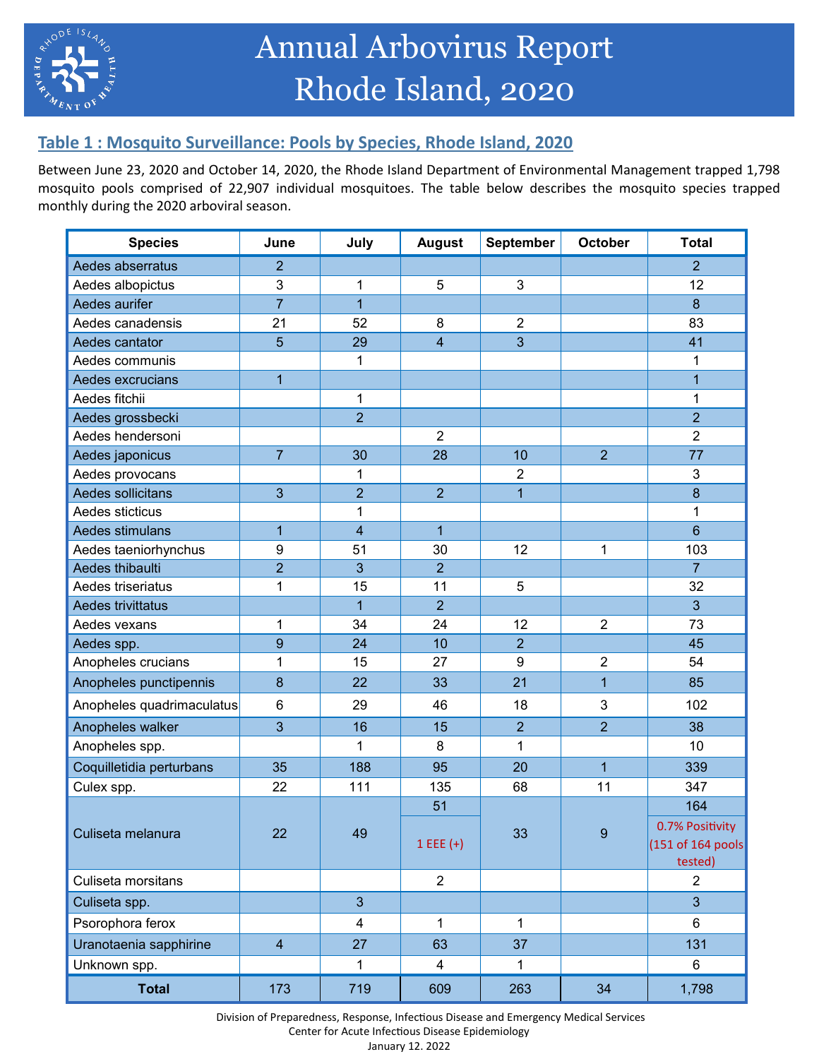# Annual Arbovirus Report Rhode Island, 2020

## Table 1 : Mosquito Surveillance: Pools by Species, Rhode Island, 2020

Between June 23, 2020 and October 14, 2020, the Rhode Island Department of Environmental Management trapped 1,798 mosquito pools comprised of 22,907 individual mosquitoes. The table below describes the mosquito species trapped monthly during the 2020 arboviral season.

| Species | June | July | August | September | October | Total |
|---|---|---|---|---|---|---|
| Aedes abserratus | 2 | | | | | 2 |
| Aedes albopictus | 3 | 1 | 5 | 3 | | 12 |
| Aedes aurifer | 7 | 1 | | | | 8 |
| Aedes canadensis | 21 | 52 | 8 | 2 | | 83 |
| Aedes cantator | 5 | 29 | 4 | 3 | | 41 |
| Aedes communis | | 1 | | | | 1 |
| Aedes excrucians | 1 | | | | | 1 |
| Aedes fitchii | | 1 | | | | 1 |
| Aedes grossbecki | | 2 | | | | 2 |
| Aedes hendersoni | | | 2 | | | 2 |
| Aedes japonicus | 7 | 30 | 28 | 10 | 2 | 77 |
| Aedes provocans | | 1 | | 2 | | 3 |
| Aedes sollicitans | 3 | 2 | 2 | 1 | | 8 |
| Aedes sticticus | | 1 | | | | 1 |
| Aedes stimulans | 1 | 4 | 1 | | | 6 |
| Aedes taeniorhynchus | 9 | 51 | 30 | 12 | 1 | 103 |
| Aedes thibaulti | 2 | 3 | 2 | | | 7 |
| Aedes triseriatus | 1 | 15 | 11 | 5 | | 32 |
| Aedes trivittatus | | 1 | 2 | | | 3 |
| Aedes vexans | 1 | 34 | 24 | 12 | 2 | 73 |
| Aedes spp. | 9 | 24 | 10 | 2 | | 45 |
| Anopheles crucians | 1 | 15 | 27 | 9 | 2 | 54 |
| Anopheles punctipennis | 8 | 22 | 33 | 21 | 1 | 85 |
| Anopheles quadrimaculatus | 6 | 29 | 46 | 18 | 3 | 102 |
| Anopheles walker | 3 | 16 | 15 | 2 | 2 | 38 |
| Anopheles spp. | | 1 | 8 | 1 | | 10 |
| Coquilletidia perturbans | 35 | 188 | 95 | 20 | 1 | 339 |
| Culex spp. | 22 | 111 | 135 | 68 | 11 | 347 |
| Culiseta melanura | 22 | 49 | 51<br>1 EEE (+) | 33 | 9 | 164<br>0.7% Positivity (151 of 164 pools tested) |
| Culiseta morsitans | | | 2 | | | 2 |
| Culiseta spp. | | 3 | | | | 3 |
| Psorophora ferox | | 4 | 1 | 1 | | 6 |
| Uranotaenia sapphirine | 4 | 27 | 63 | 37 | | 131 |
| Unknown spp. | | 1 | 4 | 1 | | 6 |
| **Total** | 173 | 719 | 609 | 263 | 34 | 1,798 |

Division of Preparedness, Response, Infectious Disease and Emergency Medical Services
Center for Acute Infectious Disease Epidemiology
January 12. 2022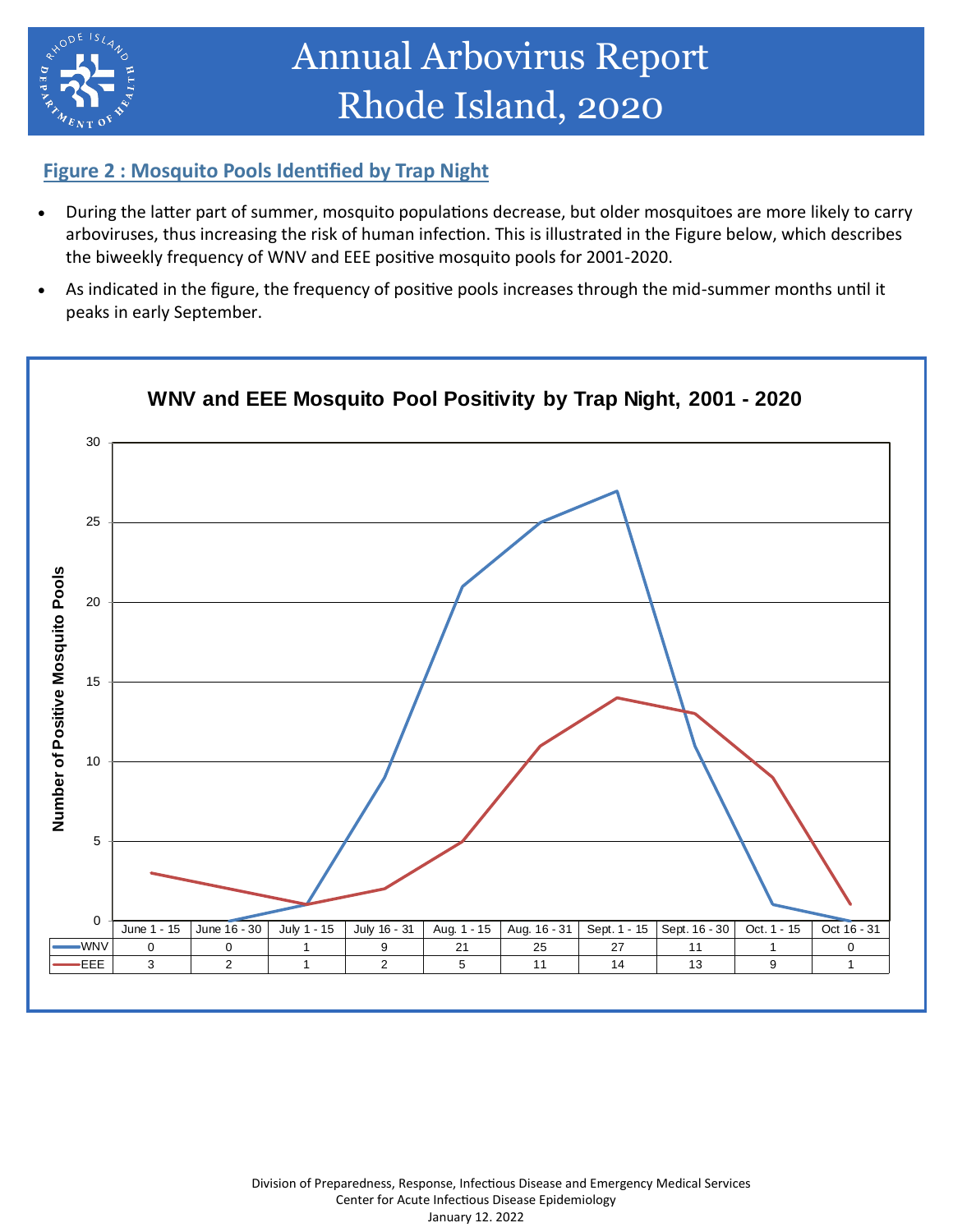# Annual Arbovirus Report Rhode Island, 2020

## Figure 2 : Mosquito Pools Identified by Trap Night

- During the latter part of summer, mosquito populations decrease, but older mosquitoes are more likely to carry arboviruses, thus increasing the risk of human infection. This is illustrated in the Figure below, which describes the biweekly frequency of WNV and EEE positive mosquito pools for 2001-2020.
- As indicated in the figure, the frequency of positive pools increases through the mid-summer months until it peaks in early September.

**WNV and EEE Mosquito Pool Positivity by Trap Night, 2001 - 2020**

| | June 1 - 15 | June 16 - 30 | July 1 - 15 | July 16 - 31 | Aug. 1 - 15 | Aug. 16 - 31 | Sept. 1 - 15 | Sept. 16 - 30 | Oct. 1 - 15 | Oct 16 - 31 |
|---|---|---|---|---|---|---|---|---|---|---|
| WNV | 0 | 0 | 1 | 9 | 21 | 25 | 27 | 11 | 1 | 0 |
| EEE | 3 | 2 | 1 | 2 | 5 | 11 | 14 | 13 | 9 | 1 |

Division of Preparedness, Response, Infectious Disease and Emergency Medical Services
Center for Acute Infectious Disease Epidemiology
January 12. 2022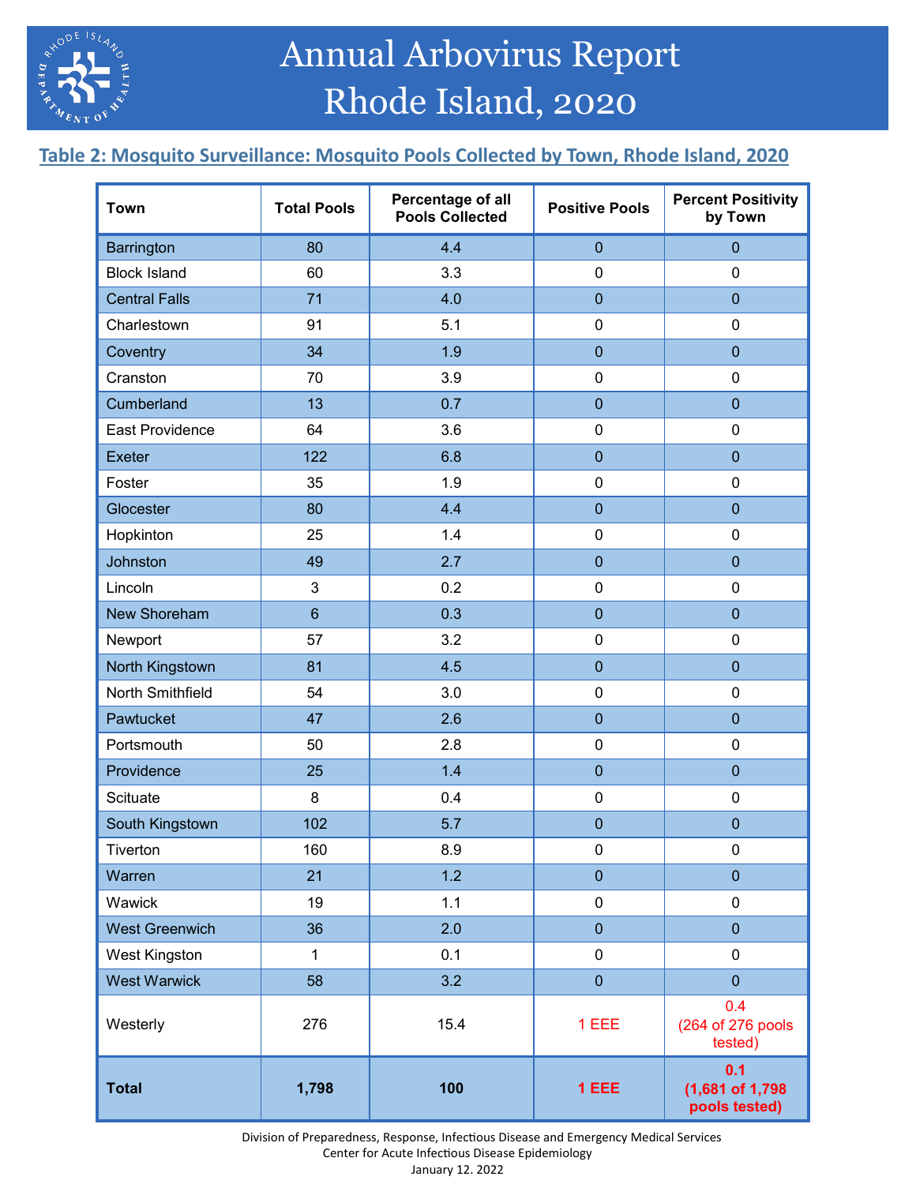# Annual Arbovirus Report Rhode Island, 2020

## Table 2: Mosquito Surveillance: Mosquito Pools Collected by Town, Rhode Island, 2020

| Town | Total Pools | Percentage of all Pools Collected | Positive Pools | Percent Positivity by Town |
|---|---|---|---|---|
| Barrington | 80 | 4.4 | 0 | 0 |
| Block Island | 60 | 3.3 | 0 | 0 |
| Central Falls | 71 | 4.0 | 0 | 0 |
| Charlestown | 91 | 5.1 | 0 | 0 |
| Coventry | 34 | 1.9 | 0 | 0 |
| Cranston | 70 | 3.9 | 0 | 0 |
| Cumberland | 13 | 0.7 | 0 | 0 |
| East Providence | 64 | 3.6 | 0 | 0 |
| Exeter | 122 | 6.8 | 0 | 0 |
| Foster | 35 | 1.9 | 0 | 0 |
| Glocester | 80 | 4.4 | 0 | 0 |
| Hopkinton | 25 | 1.4 | 0 | 0 |
| Johnston | 49 | 2.7 | 0 | 0 |
| Lincoln | 3 | 0.2 | 0 | 0 |
| New Shoreham | 6 | 0.3 | 0 | 0 |
| Newport | 57 | 3.2 | 0 | 0 |
| North Kingstown | 81 | 4.5 | 0 | 0 |
| North Smithfield | 54 | 3.0 | 0 | 0 |
| Pawtucket | 47 | 2.6 | 0 | 0 |
| Portsmouth | 50 | 2.8 | 0 | 0 |
| Providence | 25 | 1.4 | 0 | 0 |
| Scituate | 8 | 0.4 | 0 | 0 |
| South Kingstown | 102 | 5.7 | 0 | 0 |
| Tiverton | 160 | 8.9 | 0 | 0 |
| Warren | 21 | 1.2 | 0 | 0 |
| Wawick | 19 | 1.1 | 0 | 0 |
| West Greenwich | 36 | 2.0 | 0 | 0 |
| West Kingston | 1 | 0.1 | 0 | 0 |
| West Warwick | 58 | 3.2 | 0 | 0 |
| Westerly | 276 | 15.4 | 1 EEE | 0.4 (264 of 276 pools tested) |
| **Total** | **1,798** | **100** | **1 EEE** | **0.1 (1,681 of 1,798 pools tested)** |

Division of Preparedness, Response, Infectious Disease and Emergency Medical Services
Center for Acute Infectious Disease Epidemiology
January 12. 2022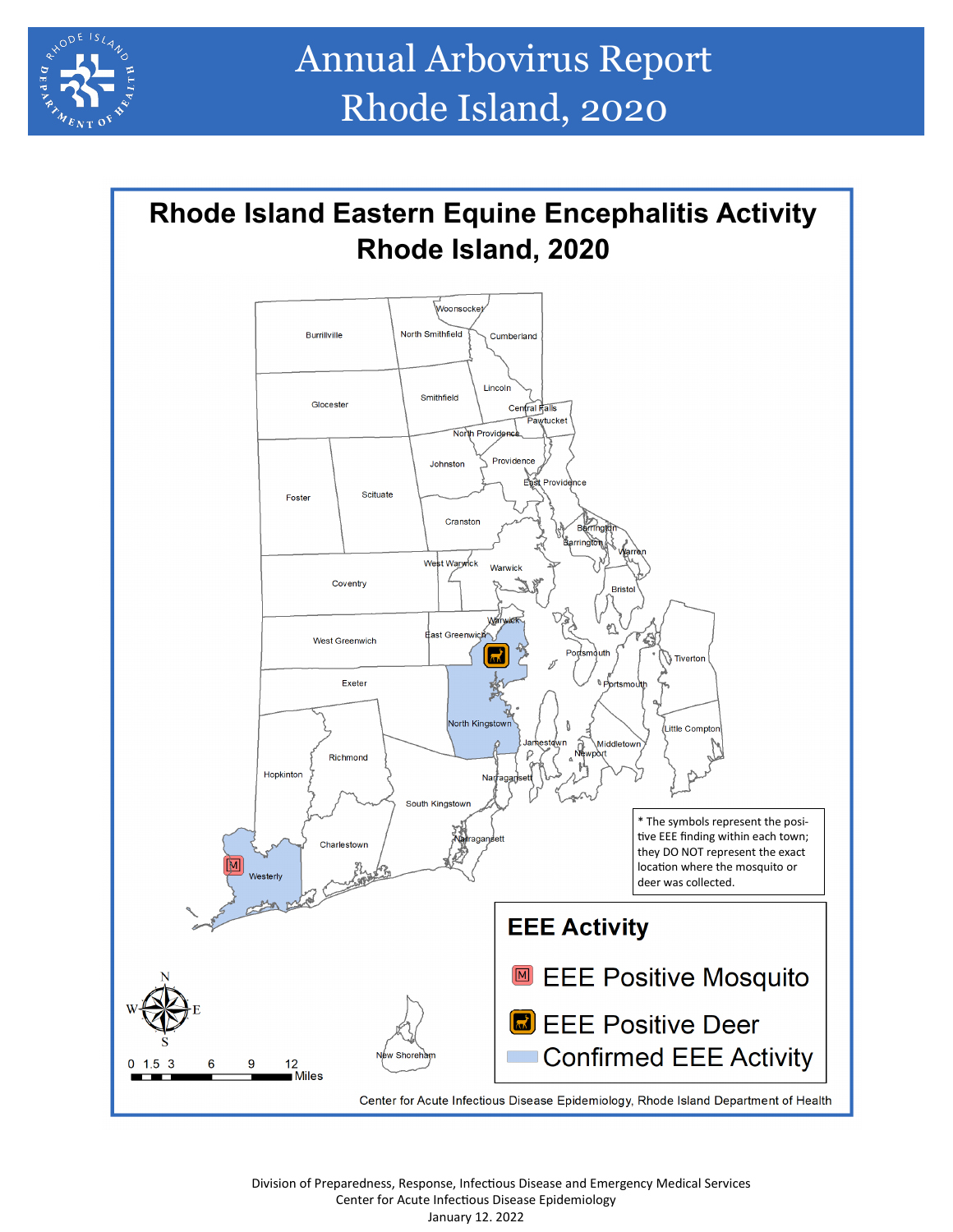# Annual Arbovirus Report
# Rhode Island, 2020

## Rhode Island Eastern Equine Encephalitis Activity
## Rhode Island, 2020

* The symbols represent the positive EEE finding within each town; they DO NOT represent the exact location where the mosquito or deer was collected.

**EEE Activity**

- EEE Positive Mosquito
- EEE Positive Deer
- Confirmed EEE Activity

Center for Acute Infectious Disease Epidemiology, Rhode Island Department of Health

Division of Preparedness, Response, Infectious Disease and Emergency Medical Services
Center for Acute Infectious Disease Epidemiology
January 12. 2022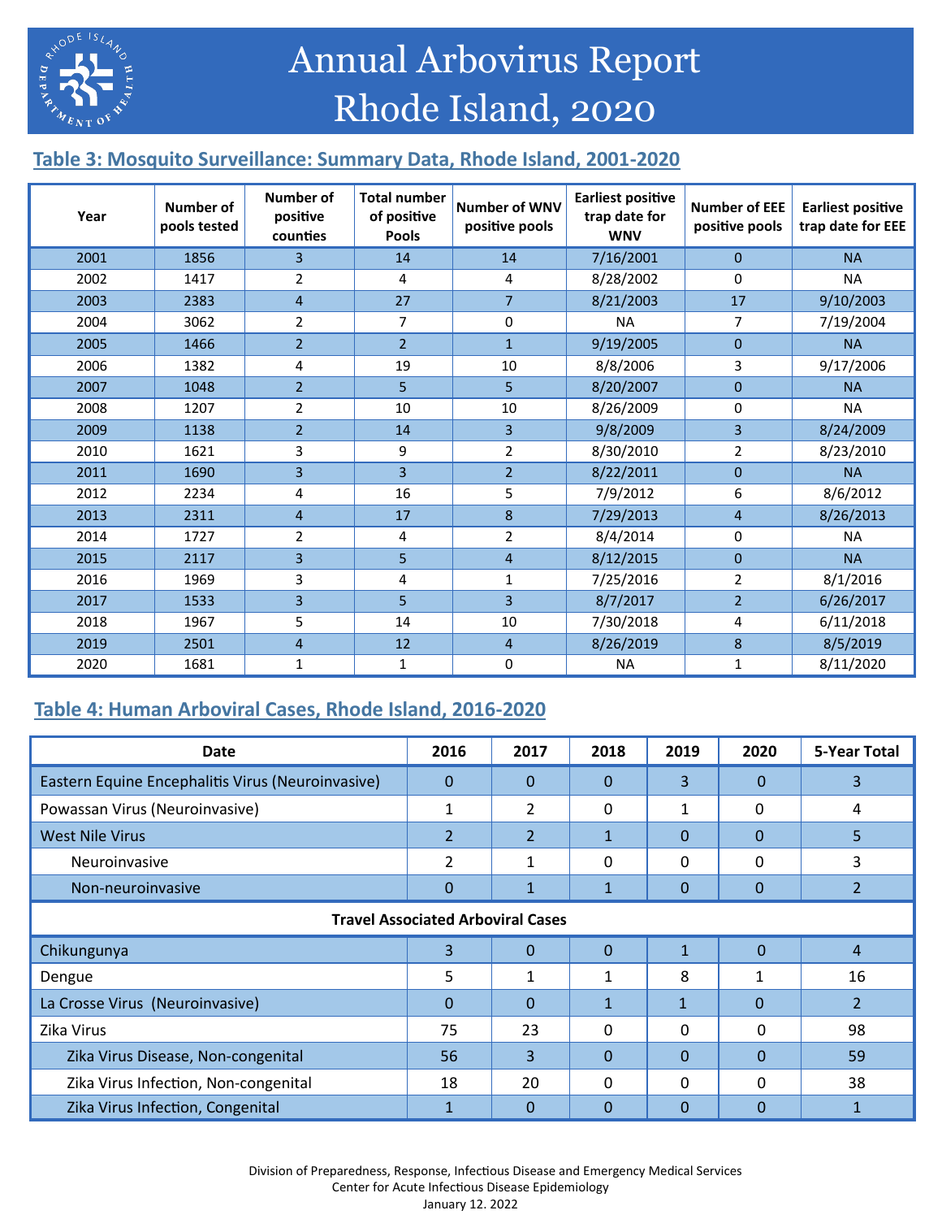# Annual Arbovirus Report
# Rhode Island, 2020

## Table 3: Mosquito Surveillance: Summary Data, Rhode Island, 2001-2020

| Year | Number of pools tested | Number of positive counties | Total number of positive Pools | Number of WNV positive pools | Earliest positive trap date for WNV | Number of EEE positive pools | Earliest positive trap date for EEE |
|---|---|---|---|---|---|---|---|
| 2001 | 1856 | 3 | 14 | 14 | 7/16/2001 | 0 | NA |
| 2002 | 1417 | 2 | 4 | 4 | 8/28/2002 | 0 | NA |
| 2003 | 2383 | 4 | 27 | 7 | 8/21/2003 | 17 | 9/10/2003 |
| 2004 | 3062 | 2 | 7 | 0 | NA | 7 | 7/19/2004 |
| 2005 | 1466 | 2 | 2 | 1 | 9/19/2005 | 0 | NA |
| 2006 | 1382 | 4 | 19 | 10 | 8/8/2006 | 3 | 9/17/2006 |
| 2007 | 1048 | 2 | 5 | 5 | 8/20/2007 | 0 | NA |
| 2008 | 1207 | 2 | 10 | 10 | 8/26/2009 | 0 | NA |
| 2009 | 1138 | 2 | 14 | 3 | 9/8/2009 | 3 | 8/24/2009 |
| 2010 | 1621 | 3 | 9 | 2 | 8/30/2010 | 2 | 8/23/2010 |
| 2011 | 1690 | 3 | 3 | 2 | 8/22/2011 | 0 | NA |
| 2012 | 2234 | 4 | 16 | 5 | 7/9/2012 | 6 | 8/6/2012 |
| 2013 | 2311 | 4 | 17 | 8 | 7/29/2013 | 4 | 8/26/2013 |
| 2014 | 1727 | 2 | 4 | 2 | 8/4/2014 | 0 | NA |
| 2015 | 2117 | 3 | 5 | 4 | 8/12/2015 | 0 | NA |
| 2016 | 1969 | 3 | 4 | 1 | 7/25/2016 | 2 | 8/1/2016 |
| 2017 | 1533 | 3 | 5 | 3 | 8/7/2017 | 2 | 6/26/2017 |
| 2018 | 1967 | 5 | 14 | 10 | 7/30/2018 | 4 | 6/11/2018 |
| 2019 | 2501 | 4 | 12 | 4 | 8/26/2019 | 8 | 8/5/2019 |
| 2020 | 1681 | 1 | 1 | 0 | NA | 1 | 8/11/2020 |

## Table 4: Human Arboviral Cases, Rhode Island, 2016-2020

| Date | 2016 | 2017 | 2018 | 2019 | 2020 | 5-Year Total |
|---|---|---|---|---|---|---|
| Eastern Equine Encephalitis Virus (Neuroinvasive) | 0 | 0 | 0 | 3 | 0 | 3 |
| Powassan Virus (Neuroinvasive) | 1 | 2 | 0 | 1 | 0 | 4 |
| West Nile Virus | 2 | 2 | 1 | 0 | 0 | 5 |
| Neuroinvasive | 2 | 1 | 0 | 0 | 0 | 3 |
| Non-neuroinvasive | 0 | 1 | 1 | 0 | 0 | 2 |
| **Travel Associated Arboviral Cases** | | | | | | |
| Chikungunya | 3 | 0 | 0 | 1 | 0 | 4 |
| Dengue | 5 | 1 | 1 | 8 | 1 | 16 |
| La Crosse Virus (Neuroinvasive) | 0 | 0 | 1 | 1 | 0 | 2 |
| Zika Virus | 75 | 23 | 0 | 0 | 0 | 98 |
| Zika Virus Disease, Non-congenital | 56 | 3 | 0 | 0 | 0 | 59 |
| Zika Virus Infection, Non-congenital | 18 | 20 | 0 | 0 | 0 | 38 |
| Zika Virus Infection, Congenital | 1 | 0 | 0 | 0 | 0 | 1 |

Division of Preparedness, Response, Infectious Disease and Emergency Medical Services
Center for Acute Infectious Disease Epidemiology
January 12. 2022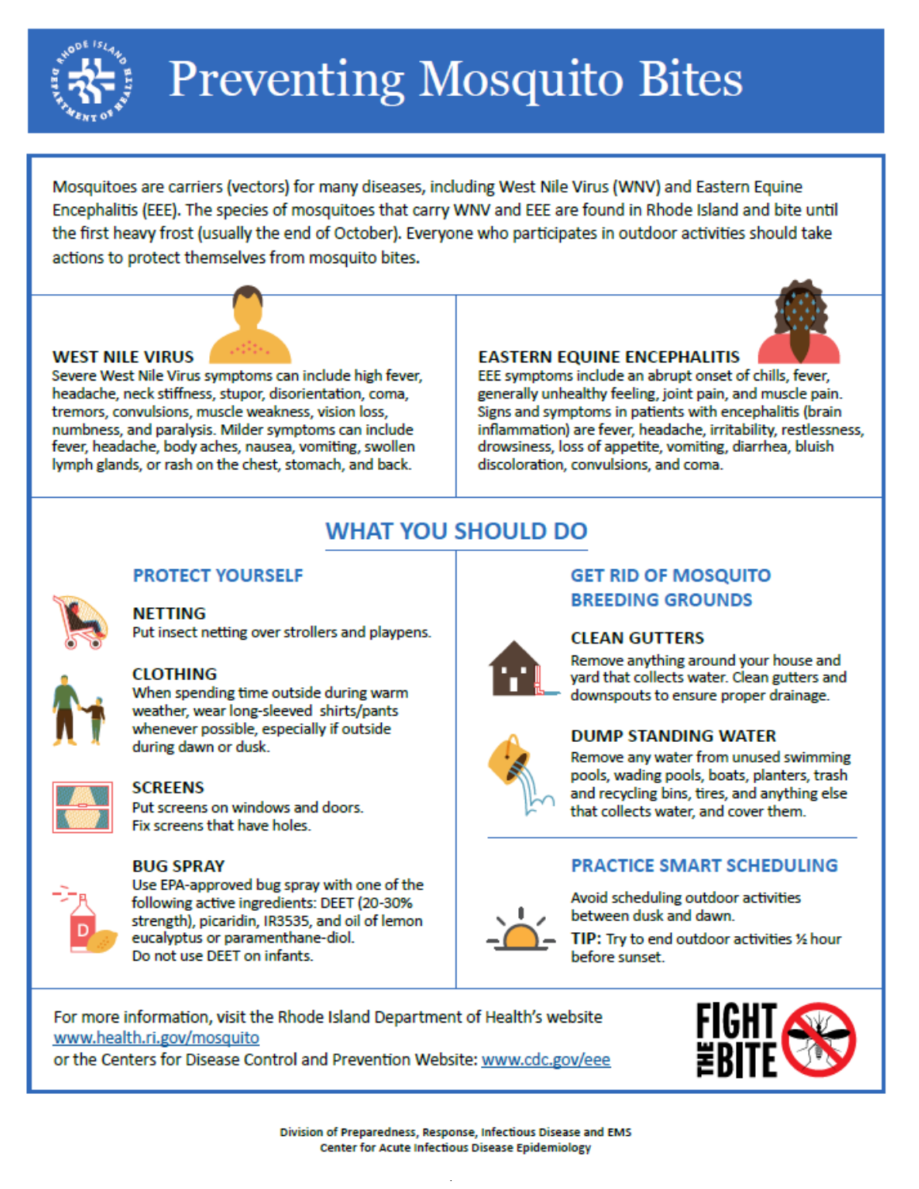# Preventing Mosquito Bites

Mosquitoes are carriers (vectors) for many diseases, including West Nile Virus (WNV) and Eastern Equine Encephalitis (EEE). The species of mosquitoes that carry WNV and EEE are found in Rhode Island and bite until the first heavy frost (usually the end of October). Everyone who participates in outdoor activities should take actions to protect themselves from mosquito bites.

### WEST NILE VIRUS

Severe West Nile Virus symptoms can include high fever, headache, neck stiffness, stupor, disorientation, coma, tremors, convulsions, muscle weakness, vision loss, numbness, and paralysis. Milder symptoms can include fever, headache, body aches, nausea, vomiting, swollen lymph glands, or rash on the chest, stomach, and back.

### EASTERN EQUINE ENCEPHALITIS

EEE symptoms include an abrupt onset of chills, fever, generally unhealthy feeling, joint pain, and muscle pain. Signs and symptoms in patients with encephalitis (brain inflammation) are fever, headache, irritability, restlessness, drowsiness, loss of appetite, vomiting, diarrhea, bluish discoloration, convulsions, and coma.

## WHAT YOU SHOULD DO

### PROTECT YOURSELF

**NETTING**
Put insect netting over strollers and playpens.

**CLOTHING**
When spending time outside during warm weather, wear long-sleeved shirts/pants whenever possible, especially if outside during dawn or dusk.

**SCREENS**
Put screens on windows and doors.
Fix screens that have holes.

**BUG SPRAY**
Use EPA-approved bug spray with one of the following active ingredients: DEET (20-30% strength), picaridin, IR3535, and oil of lemon eucalyptus or paramenthane-diol.
Do not use DEET on infants.

### GET RID OF MOSQUITO BREEDING GROUNDS

**CLEAN GUTTERS**
Remove anything around your house and yard that collects water. Clean gutters and downspouts to ensure proper drainage.

**DUMP STANDING WATER**
Remove any water from unused swimming pools, wading pools, boats, planters, trash and recycling bins, tires, and anything else that collects water, and cover them.

### PRACTICE SMART SCHEDULING

Avoid scheduling outdoor activities between dusk and dawn.

**TIP:** Try to end outdoor activities ½ hour before sunset.

For more information, visit the Rhode Island Department of Health's website [www.health.ri.gov/mosquito](www.health.ri.gov/mosquito)
or the Centers for Disease Control and Prevention Website: [www.cdc.gov/eee](www.cdc.gov/eee)

FIGHT THE BITE

Division of Preparedness, Response, Infectious Disease and EMS
Center for Acute Infectious Disease Epidemiology